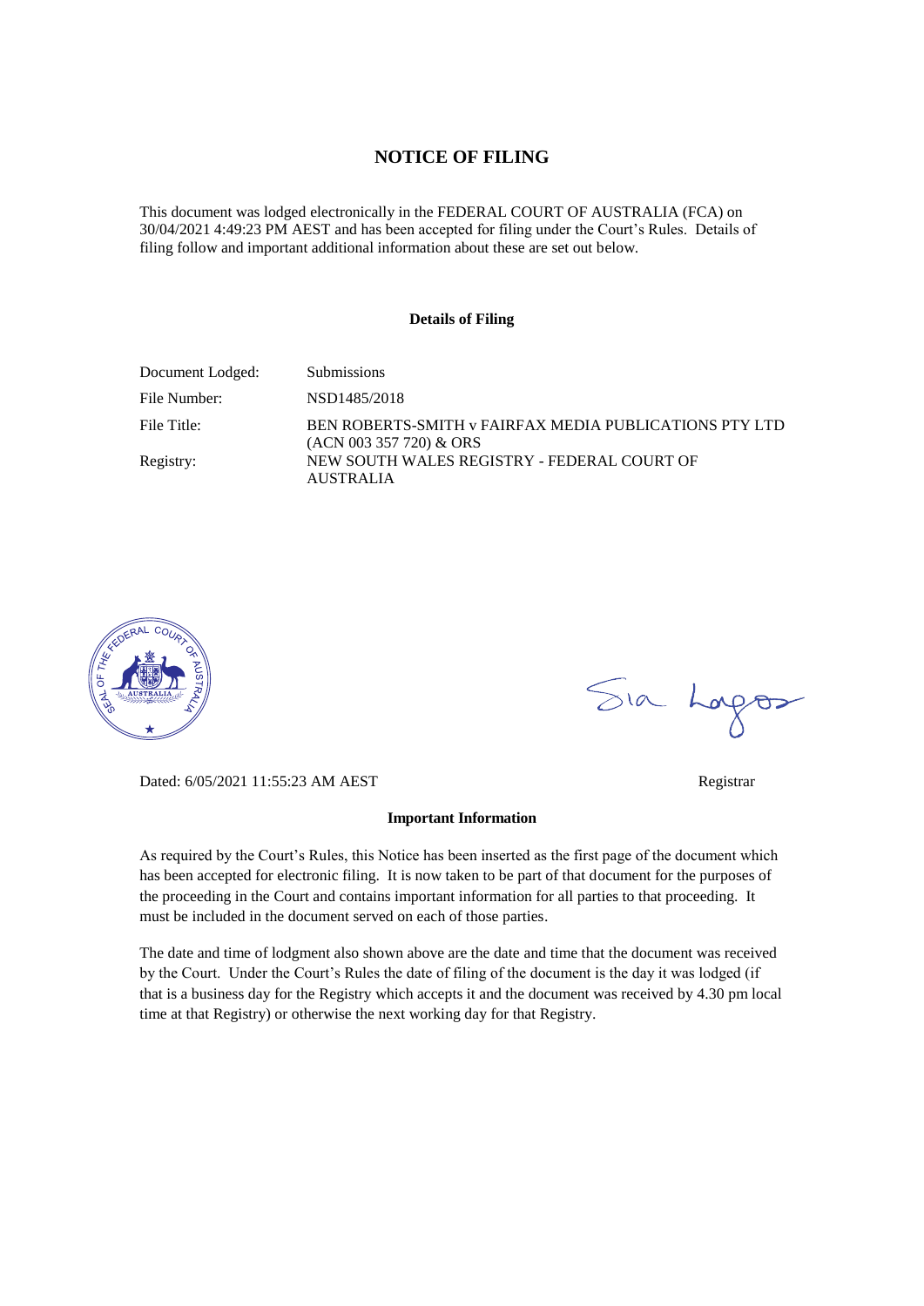# NOTICE OF FILING

This document was lodged electronically in the FEDERAL COURT OF AUSTRALIA (FCA) on 30/04/2021 4:49:23 PM AEST and has been accepted for filing under the Court's Rules. Details of filing follow and important additional information about these are set out below.

### Details of Filing

| | |
|---|---|
| Document Lodged: | Submissions |
| File Number: | NSD1485/2018 |
| File Title: | BEN ROBERTS-SMITH v FAIRFAX MEDIA PUBLICATIONS PTY LTD (ACN 003 357 720) & ORS |
| Registry: | NEW SOUTH WALES REGISTRY - FEDERAL COURT OF AUSTRALIA |

Sia Lagos

Dated: 6/05/2021 11:55:23 AM AEST

Registrar

### Important Information

As required by the Court's Rules, this Notice has been inserted as the first page of the document which has been accepted for electronic filing. It is now taken to be part of that document for the purposes of the proceeding in the Court and contains important information for all parties to that proceeding. It must be included in the document served on each of those parties.

The date and time of lodgment also shown above are the date and time that the document was received by the Court. Under the Court's Rules the date of filing of the document is the day it was lodged (if that is a business day for the Registry which accepts it and the document was received by 4.30 pm local time at that Registry) or otherwise the next working day for that Registry.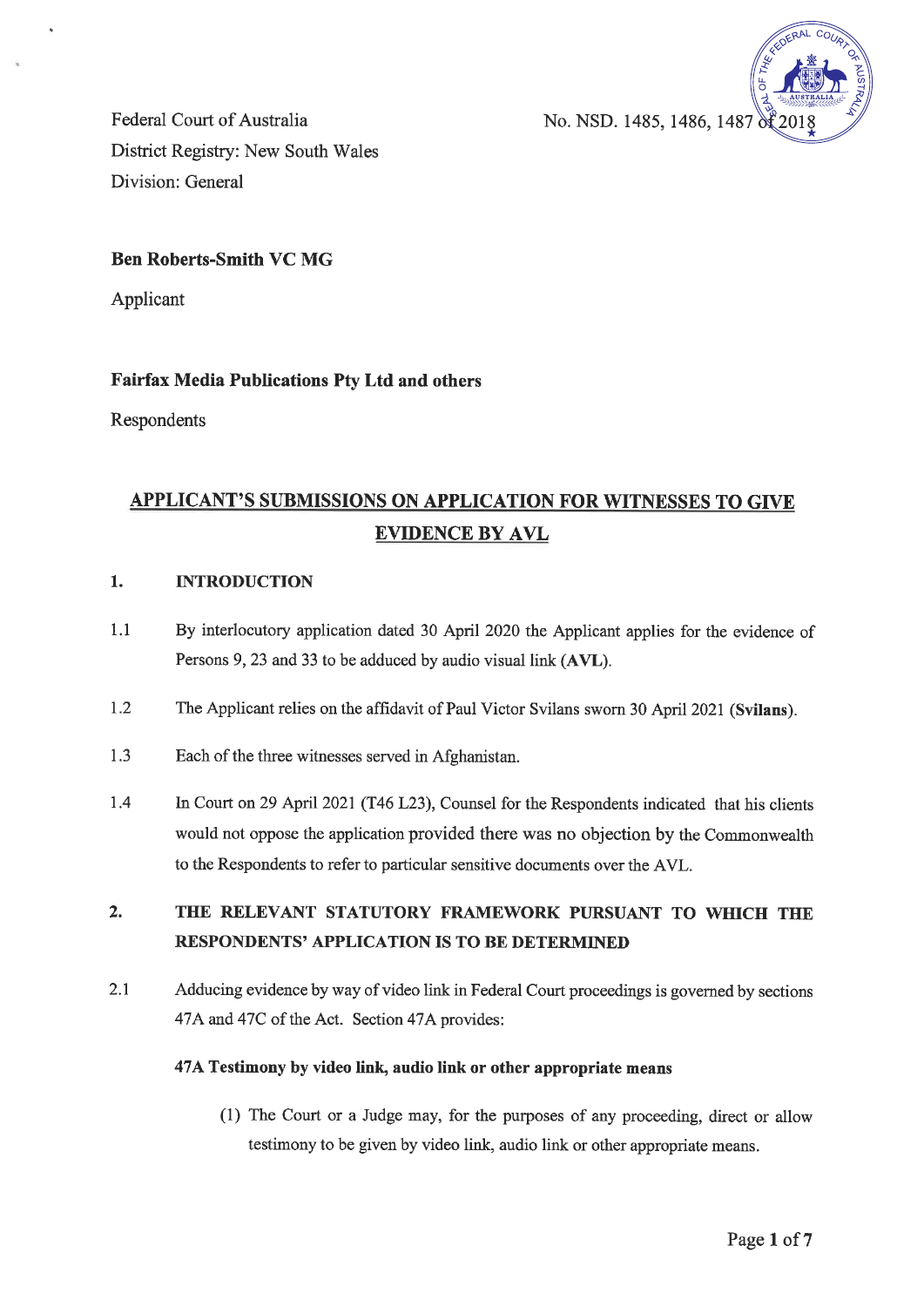Federal Court of Australia
District Registry: New South Wales
Division: General

No. NSD. 1485, 1486, 1487 of 2018

**Ben Roberts-Smith VC MG**

Applicant

**Fairfax Media Publications Pty Ltd and others**

Respondents

## APPLICANT'S SUBMISSIONS ON APPLICATION FOR WITNESSES TO GIVE EVIDENCE BY AVL

### 1. INTRODUCTION

1.1 By interlocutory application dated 30 April 2020 the Applicant applies for the evidence of Persons 9, 23 and 33 to be adduced by audio visual link (**AVL**).

1.2 The Applicant relies on the affidavit of Paul Victor Svilans sworn 30 April 2021 (**Svilans**).

1.3 Each of the three witnesses served in Afghanistan.

1.4 In Court on 29 April 2021 (T46 L23), Counsel for the Respondents indicated that his clients would not oppose the application provided there was no objection by the Commonwealth to the Respondents to refer to particular sensitive documents over the AVL.

### 2. THE RELEVANT STATUTORY FRAMEWORK PURSUANT TO WHICH THE RESPONDENTS' APPLICATION IS TO BE DETERMINED

2.1 Adducing evidence by way of video link in Federal Court proceedings is governed by sections 47A and 47C of the Act. Section 47A provides:

> **47A Testimony by video link, audio link or other appropriate means**
>
> (1) The Court or a Judge may, for the purposes of any proceeding, direct or allow testimony to be given by video link, audio link or other appropriate means.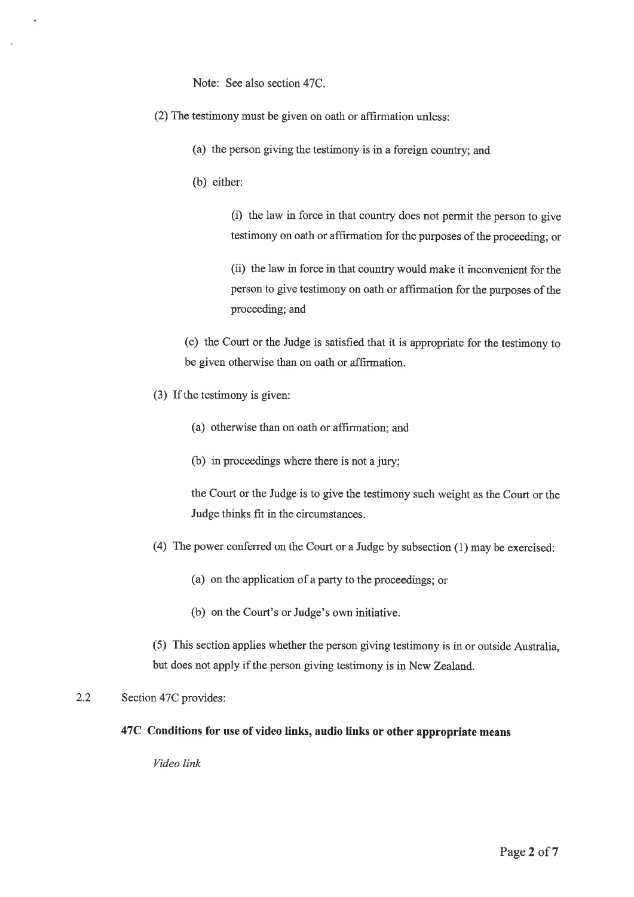Note: See also section 47C.

(2) The testimony must be given on oath or affirmation unless:

(a) the person giving the testimony is in a foreign country; and

(b) either:

(i) the law in force in that country does not permit the person to give testimony on oath or affirmation for the purposes of the proceeding; or

(ii) the law in force in that country would make it inconvenient for the person to give testimony on oath or affirmation for the purposes of the proceeding; and

(c) the Court or the Judge is satisfied that it is appropriate for the testimony to be given otherwise than on oath or affirmation.

(3) If the testimony is given:

(a) otherwise than on oath or affirmation; and

(b) in proceedings where there is not a jury;

the Court or the Judge is to give the testimony such weight as the Court or the Judge thinks fit in the circumstances.

(4) The power conferred on the Court or a Judge by subsection (1) may be exercised:

(a) on the application of a party to the proceedings; or

(b) on the Court's or Judge's own initiative.

(5) This section applies whether the person giving testimony is in or outside Australia, but does not apply if the person giving testimony is in New Zealand.

2.2 Section 47C provides:

**47C Conditions for use of video links, audio links or other appropriate means**

*Video link*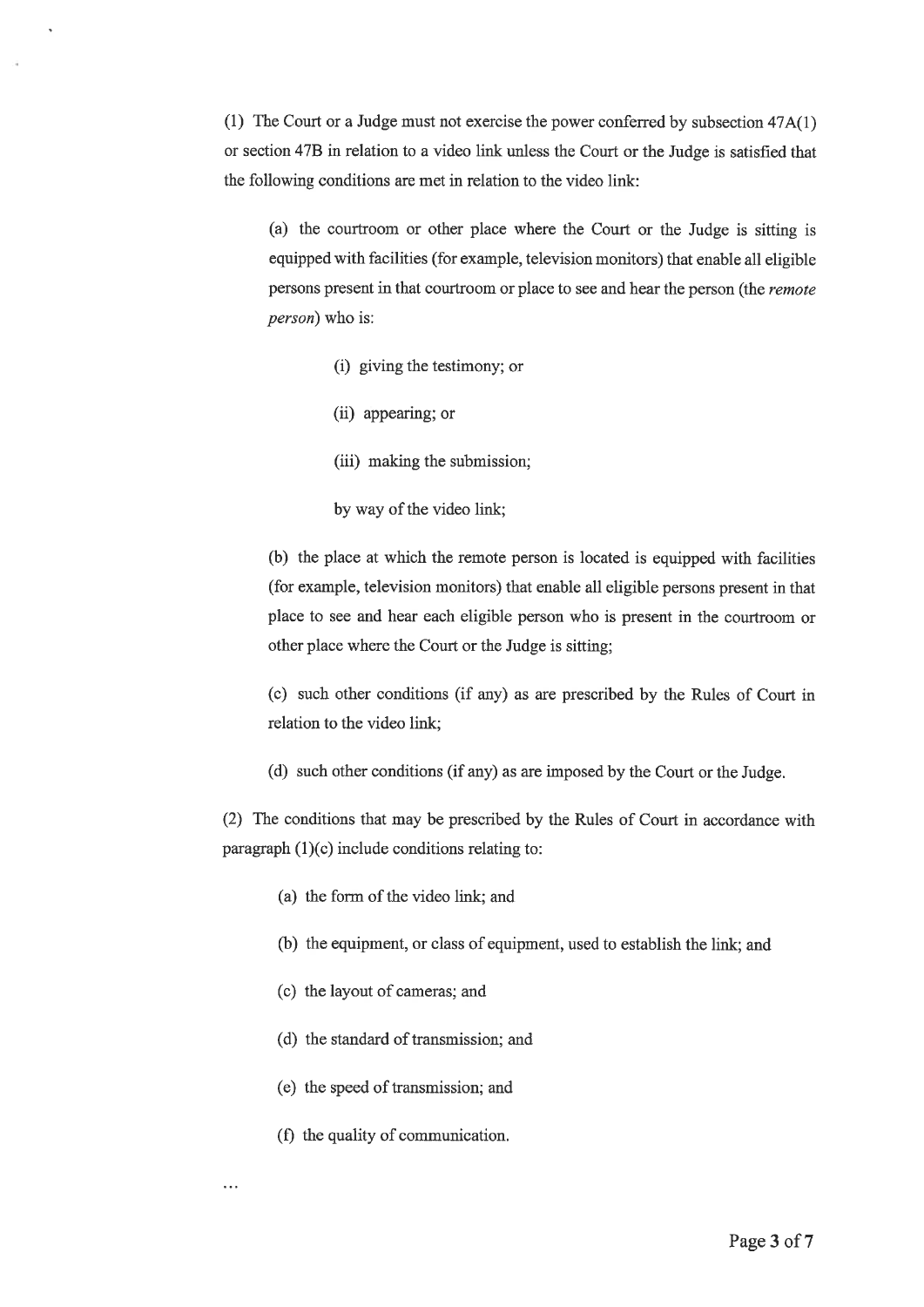(1) The Court or a Judge must not exercise the power conferred by subsection 47A(1) or section 47B in relation to a video link unless the Court or the Judge is satisfied that the following conditions are met in relation to the video link:

> (a) the courtroom or other place where the Court or the Judge is sitting is equipped with facilities (for example, television monitors) that enable all eligible persons present in that courtroom or place to see and hear the person (the *remote person*) who is:
>
> > (i) giving the testimony; or
> >
> > (ii) appearing; or
> >
> > (iii) making the submission;
> >
> > by way of the video link;
>
> (b) the place at which the remote person is located is equipped with facilities (for example, television monitors) that enable all eligible persons present in that place to see and hear each eligible person who is present in the courtroom or other place where the Court or the Judge is sitting;
>
> (c) such other conditions (if any) as are prescribed by the Rules of Court in relation to the video link;
>
> (d) such other conditions (if any) as are imposed by the Court or the Judge.

(2) The conditions that may be prescribed by the Rules of Court in accordance with paragraph (1)(c) include conditions relating to:

> (a) the form of the video link; and
>
> (b) the equipment, or class of equipment, used to establish the link; and
>
> (c) the layout of cameras; and
>
> (d) the standard of transmission; and
>
> (e) the speed of transmission; and
>
> (f) the quality of communication.

...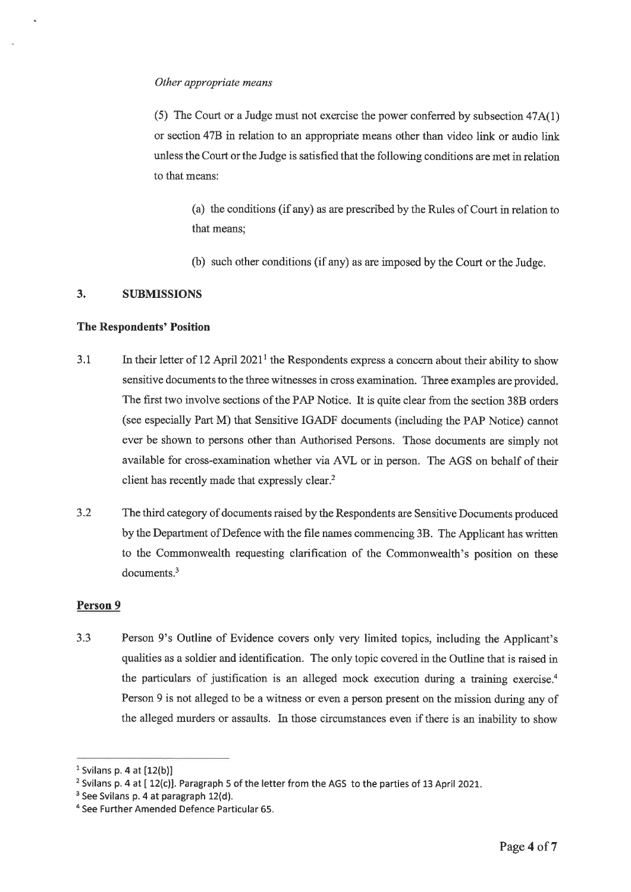*Other appropriate means*

(5) The Court or a Judge must not exercise the power conferred by subsection 47A(1) or section 47B in relation to an appropriate means other than video link or audio link unless the Court or the Judge is satisfied that the following conditions are met in relation to that means:

(a) the conditions (if any) as are prescribed by the Rules of Court in relation to that means;

(b) such other conditions (if any) as are imposed by the Court or the Judge.

## 3. SUBMISSIONS

### The Respondents' Position

3.1 In their letter of 12 April 2021[1] the Respondents express a concern about their ability to show sensitive documents to the three witnesses in cross examination. Three examples are provided. The first two involve sections of the PAP Notice. It is quite clear from the section 38B orders (see especially Part M) that Sensitive IGADF documents (including the PAP Notice) cannot ever be shown to persons other than Authorised Persons. Those documents are simply not available for cross-examination whether via AVL or in person. The AGS on behalf of their client has recently made that expressly clear.[2]

3.2 The third category of documents raised by the Respondents are Sensitive Documents produced by the Department of Defence with the file names commencing 3B. The Applicant has written to the Commonwealth requesting clarification of the Commonwealth's position on these documents.[3]

### Person 9

3.3 Person 9's Outline of Evidence covers only very limited topics, including the Applicant's qualities as a soldier and identification. The only topic covered in the Outline that is raised in the particulars of justification is an alleged mock execution during a training exercise.[4] Person 9 is not alleged to be a witness or even a person present on the mission during any of the alleged murders or assaults. In those circumstances even if there is an inability to show

---

[1] Svilans p. 4 at [12(b)]

[2] Svilans p. 4 at [ 12(c)]. Paragraph 5 of the letter from the AGS to the parties of 13 April 2021.

[3] See Svilans p. 4 at paragraph 12(d).

[4] See Further Amended Defence Particular 65.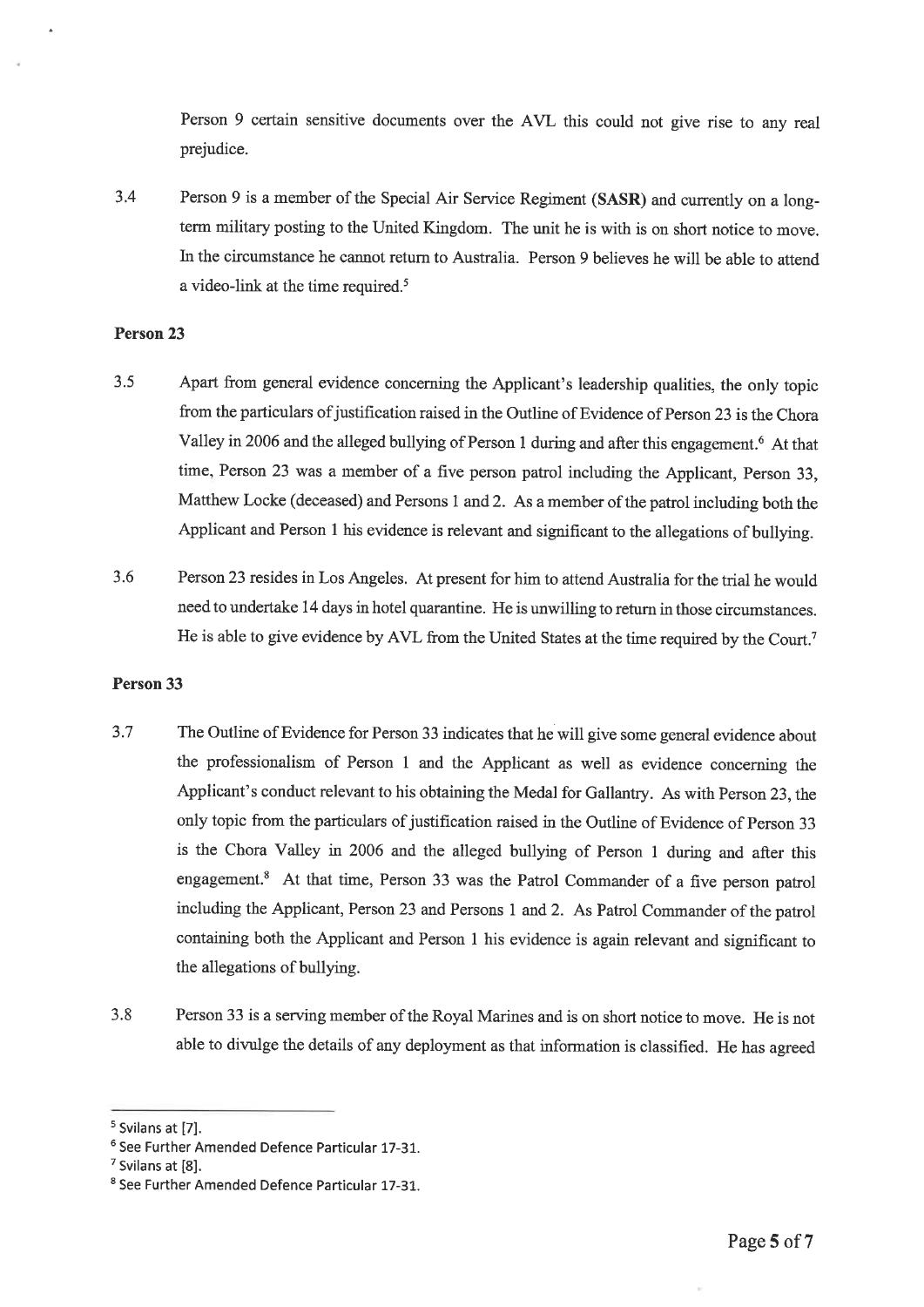Person 9 certain sensitive documents over the AVL this could not give rise to any real prejudice.

3.4 Person 9 is a member of the Special Air Service Regiment (**SASR**) and currently on a long-term military posting to the United Kingdom. The unit he is with is on short notice to move. In the circumstance he cannot return to Australia. Person 9 believes he will be able to attend a video-link at the time required.[5]

**Person 23**

3.5 Apart from general evidence concerning the Applicant's leadership qualities, the only topic from the particulars of justification raised in the Outline of Evidence of Person 23 is the Chora Valley in 2006 and the alleged bullying of Person 1 during and after this engagement.[6] At that time, Person 23 was a member of a five person patrol including the Applicant, Person 33, Matthew Locke (deceased) and Persons 1 and 2. As a member of the patrol including both the Applicant and Person 1 his evidence is relevant and significant to the allegations of bullying.

3.6 Person 23 resides in Los Angeles. At present for him to attend Australia for the trial he would need to undertake 14 days in hotel quarantine. He is unwilling to return in those circumstances. He is able to give evidence by AVL from the United States at the time required by the Court.[7]

**Person 33**

3.7 The Outline of Evidence for Person 33 indicates that he will give some general evidence about the professionalism of Person 1 and the Applicant as well as evidence concerning the Applicant's conduct relevant to his obtaining the Medal for Gallantry. As with Person 23, the only topic from the particulars of justification raised in the Outline of Evidence of Person 33 is the Chora Valley in 2006 and the alleged bullying of Person 1 during and after this engagement.[8] At that time, Person 33 was the Patrol Commander of a five person patrol including the Applicant, Person 23 and Persons 1 and 2. As Patrol Commander of the patrol containing both the Applicant and Person 1 his evidence is again relevant and significant to the allegations of bullying.

3.8 Person 33 is a serving member of the Royal Marines and is on short notice to move. He is not able to divulge the details of any deployment as that information is classified. He has agreed

---

[5] Svilans at [7].

[6] See Further Amended Defence Particular 17-31.

[7] Svilans at [8].

[8] See Further Amended Defence Particular 17-31.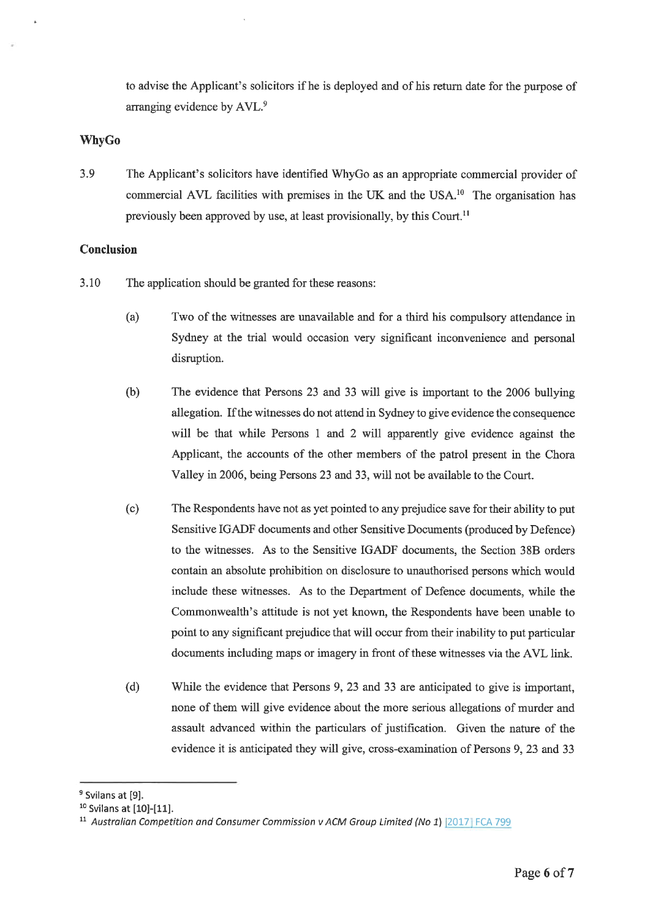to advise the Applicant's solicitors if he is deployed and of his return date for the purpose of arranging evidence by AVL.[9]

**WhyGo**

3.9 The Applicant's solicitors have identified WhyGo as an appropriate commercial provider of commercial AVL facilities with premises in the UK and the USA.[10] The organisation has previously been approved by use, at least provisionally, by this Court.[11]

**Conclusion**

3.10 The application should be granted for these reasons:

(a) Two of the witnesses are unavailable and for a third his compulsory attendance in Sydney at the trial would occasion very significant inconvenience and personal disruption.

(b) The evidence that Persons 23 and 33 will give is important to the 2006 bullying allegation. If the witnesses do not attend in Sydney to give evidence the consequence will be that while Persons 1 and 2 will apparently give evidence against the Applicant, the accounts of the other members of the patrol present in the Chora Valley in 2006, being Persons 23 and 33, will not be available to the Court.

(c) The Respondents have not as yet pointed to any prejudice save for their ability to put Sensitive IGADF documents and other Sensitive Documents (produced by Defence) to the witnesses. As to the Sensitive IGADF documents, the Section 38B orders contain an absolute prohibition on disclosure to unauthorised persons which would include these witnesses. As to the Department of Defence documents, while the Commonwealth's attitude is not yet known, the Respondents have been unable to point to any significant prejudice that will occur from their inability to put particular documents including maps or imagery in front of these witnesses via the AVL link.

(d) While the evidence that Persons 9, 23 and 33 are anticipated to give is important, none of them will give evidence about the more serious allegations of murder and assault advanced within the particulars of justification. Given the nature of the evidence it is anticipated they will give, cross-examination of Persons 9, 23 and 33

---

[9] Svilans at [9].

[10] Svilans at [10]-[11].

[11] *Australian Competition and Consumer Commission v ACM Group Limited (No 1)* [2017] FCA 799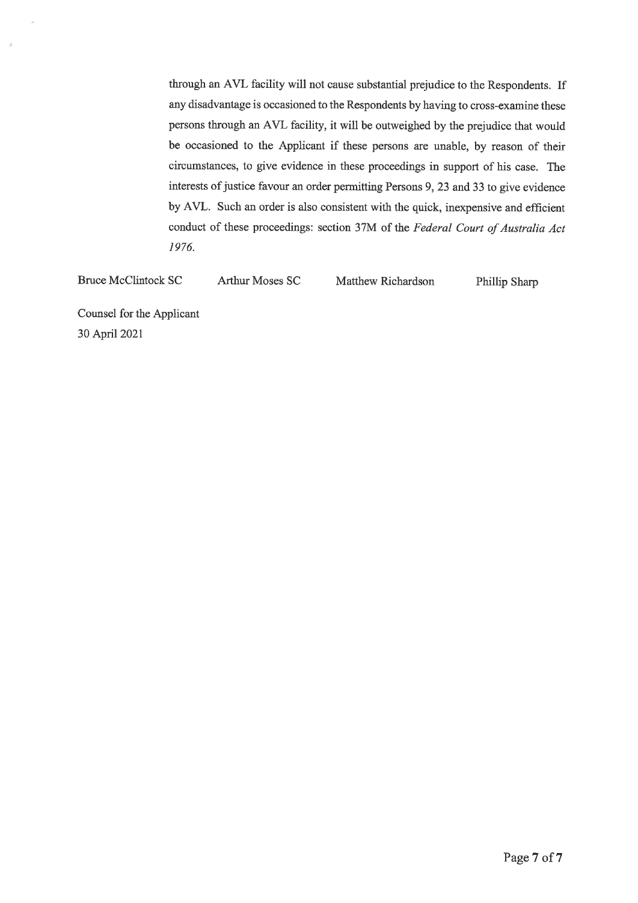through an AVL facility will not cause substantial prejudice to the Respondents. If any disadvantage is occasioned to the Respondents by having to cross-examine these persons through an AVL facility, it will be outweighed by the prejudice that would be occasioned to the Applicant if these persons are unable, by reason of their circumstances, to give evidence in these proceedings in support of his case. The interests of justice favour an order permitting Persons 9, 23 and 33 to give evidence by AVL. Such an order is also consistent with the quick, inexpensive and efficient conduct of these proceedings: section 37M of the *Federal Court of Australia Act 1976*.

Bruce McClintock SC    Arthur Moses SC    Matthew Richardson    Phillip Sharp

Counsel for the Applicant
30 April 2021